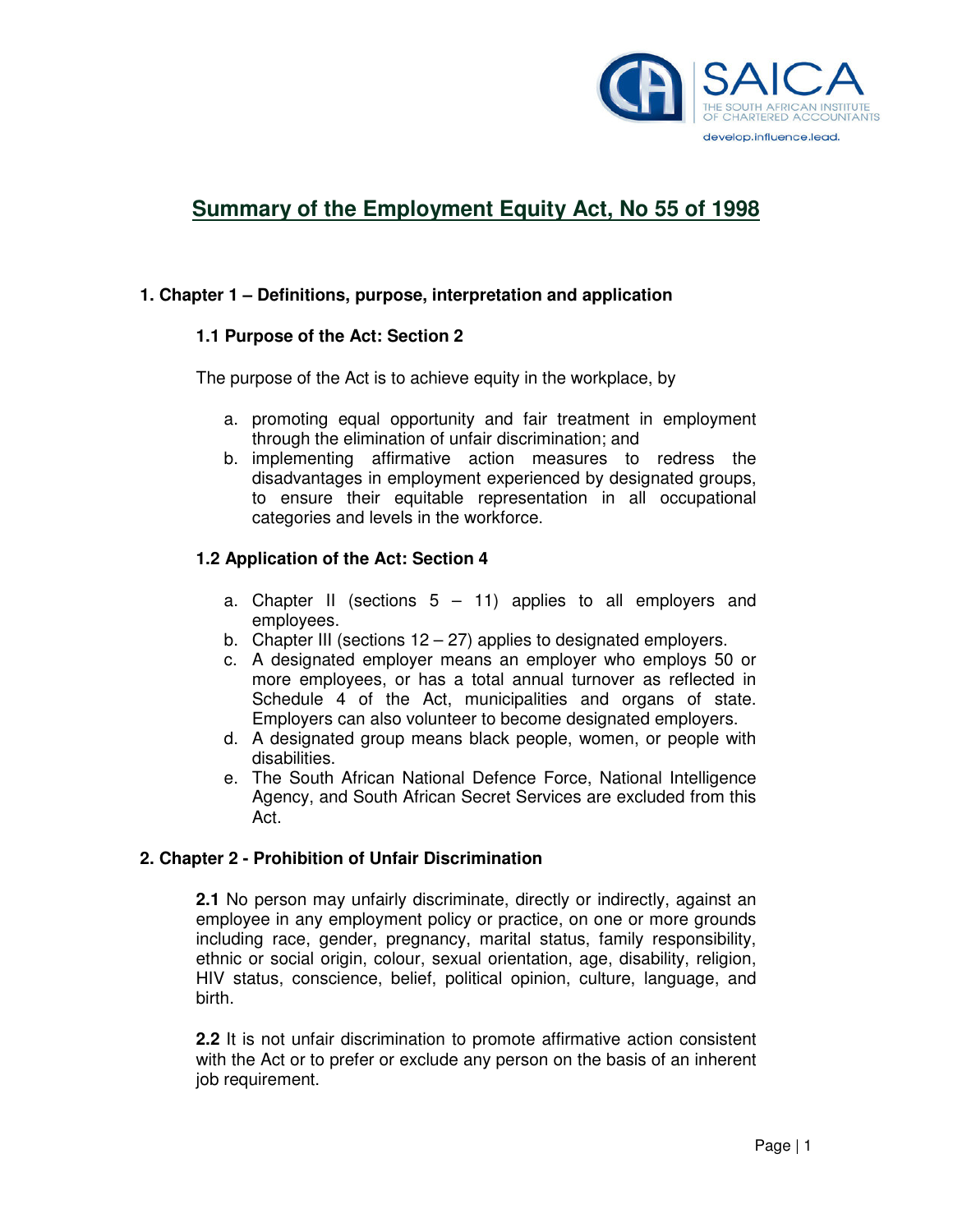# Summary of the Employment Equity Act, No 55 of 1998

## 1. Chapter 1 – Definitions, purpose, interpretation and application

### 1.1 Purpose of the Act: Section 2

The purpose of the Act is to achieve equity in the workplace, by

a. promoting equal opportunity and fair treatment in employment through the elimination of unfair discrimination; and
b. implementing affirmative action measures to redress the disadvantages in employment experienced by designated groups, to ensure their equitable representation in all occupational categories and levels in the workforce.

### 1.2 Application of the Act: Section 4

a. Chapter II (sections 5 – 11) applies to all employers and employees.
b. Chapter III (sections 12 – 27) applies to designated employers.
c. A designated employer means an employer who employs 50 or more employees, or has a total annual turnover as reflected in Schedule 4 of the Act, municipalities and organs of state. Employers can also volunteer to become designated employers.
d. A designated group means black people, women, or people with disabilities.
e. The South African National Defence Force, National Intelligence Agency, and South African Secret Services are excluded from this Act.

## 2. Chapter 2 - Prohibition of Unfair Discrimination

**2.1** No person may unfairly discriminate, directly or indirectly, against an employee in any employment policy or practice, on one or more grounds including race, gender, pregnancy, marital status, family responsibility, ethnic or social origin, colour, sexual orientation, age, disability, religion, HIV status, conscience, belief, political opinion, culture, language, and birth.

**2.2** It is not unfair discrimination to promote affirmative action consistent with the Act or to prefer or exclude any person on the basis of an inherent job requirement.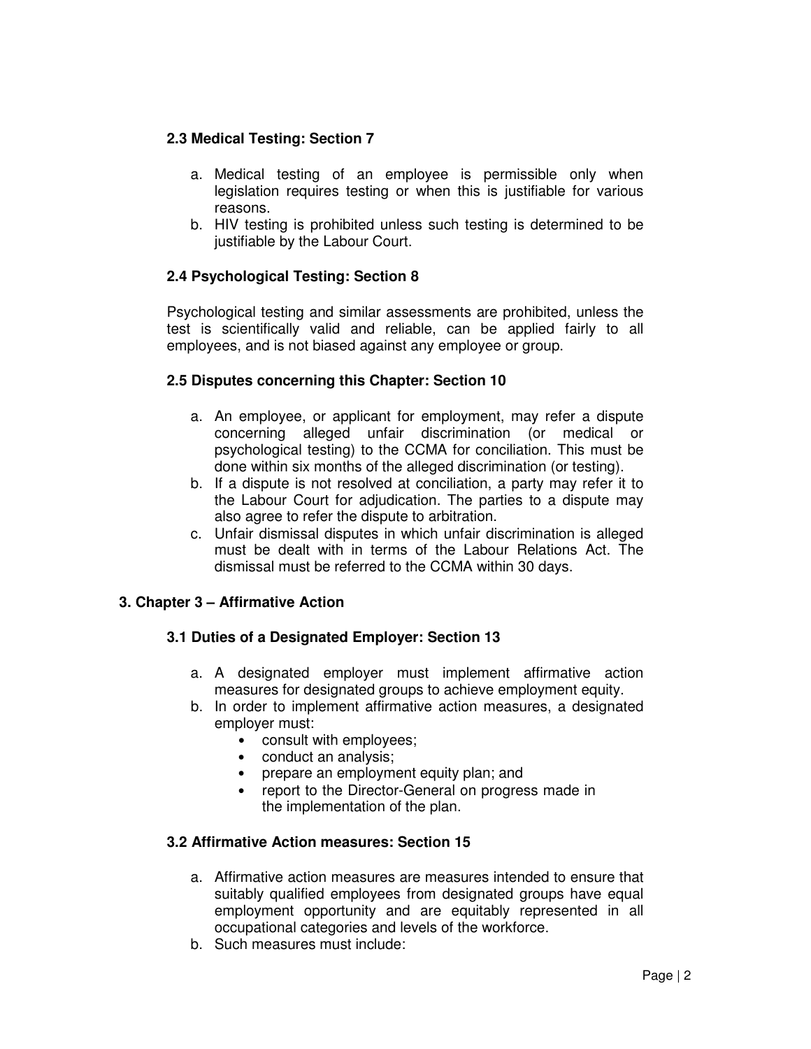### 2.3 Medical Testing: Section 7

a. Medical testing of an employee is permissible only when legislation requires testing or when this is justifiable for various reasons.
b. HIV testing is prohibited unless such testing is determined to be justifiable by the Labour Court.

### 2.4 Psychological Testing: Section 8

Psychological testing and similar assessments are prohibited, unless the test is scientifically valid and reliable, can be applied fairly to all employees, and is not biased against any employee or group.

### 2.5 Disputes concerning this Chapter: Section 10

a. An employee, or applicant for employment, may refer a dispute concerning alleged unfair discrimination (or medical or psychological testing) to the CCMA for conciliation. This must be done within six months of the alleged discrimination (or testing).
b. If a dispute is not resolved at conciliation, a party may refer it to the Labour Court for adjudication. The parties to a dispute may also agree to refer the dispute to arbitration.
c. Unfair dismissal disputes in which unfair discrimination is alleged must be dealt with in terms of the Labour Relations Act. The dismissal must be referred to the CCMA within 30 days.

## 3. Chapter 3 – Affirmative Action

### 3.1 Duties of a Designated Employer: Section 13

a. A designated employer must implement affirmative action measures for designated groups to achieve employment equity.
b. In order to implement affirmative action measures, a designated employer must:
   - consult with employees;
   - conduct an analysis;
   - prepare an employment equity plan; and
   - report to the Director-General on progress made in the implementation of the plan.

### 3.2 Affirmative Action measures: Section 15

a. Affirmative action measures are measures intended to ensure that suitably qualified employees from designated groups have equal employment opportunity and are equitably represented in all occupational categories and levels of the workforce.
b. Such measures must include: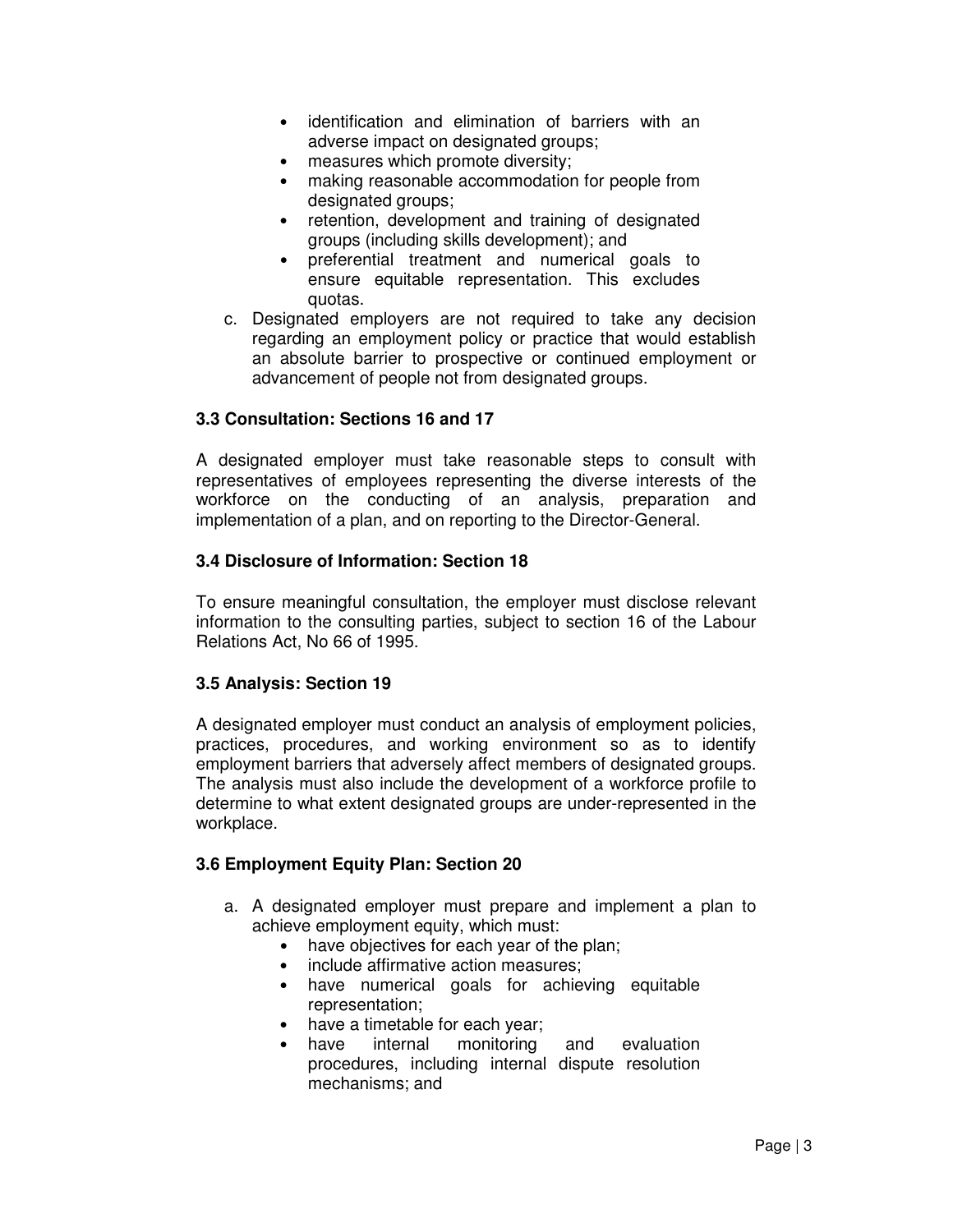- identification and elimination of barriers with an adverse impact on designated groups;
- measures which promote diversity;
- making reasonable accommodation for people from designated groups;
- retention, development and training of designated groups (including skills development); and
- preferential treatment and numerical goals to ensure equitable representation. This excludes quotas.

c. Designated employers are not required to take any decision regarding an employment policy or practice that would establish an absolute barrier to prospective or continued employment or advancement of people not from designated groups.

### 3.3 Consultation: Sections 16 and 17

A designated employer must take reasonable steps to consult with representatives of employees representing the diverse interests of the workforce on the conducting of an analysis, preparation and implementation of a plan, and on reporting to the Director-General.

### 3.4 Disclosure of Information: Section 18

To ensure meaningful consultation, the employer must disclose relevant information to the consulting parties, subject to section 16 of the Labour Relations Act, No 66 of 1995.

### 3.5 Analysis: Section 19

A designated employer must conduct an analysis of employment policies, practices, procedures, and working environment so as to identify employment barriers that adversely affect members of designated groups. The analysis must also include the development of a workforce profile to determine to what extent designated groups are under-represented in the workplace.

### 3.6 Employment Equity Plan: Section 20

a. A designated employer must prepare and implement a plan to achieve employment equity, which must:
   - have objectives for each year of the plan;
   - include affirmative action measures;
   - have numerical goals for achieving equitable representation;
   - have a timetable for each year;
   - have internal monitoring and evaluation procedures, including internal dispute resolution mechanisms; and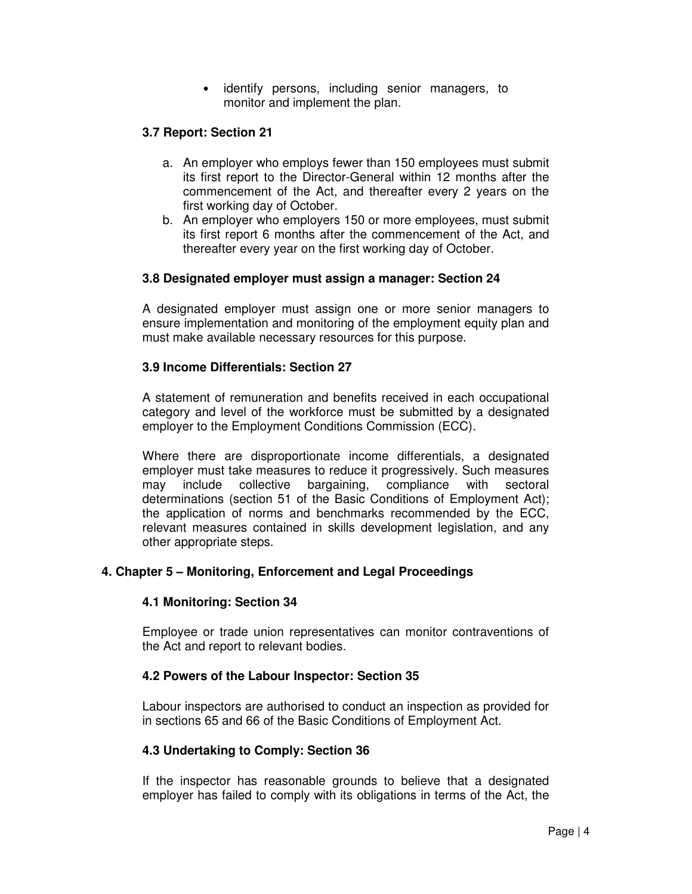- identify persons, including senior managers, to monitor and implement the plan.

### 3.7 Report: Section 21

a. An employer who employs fewer than 150 employees must submit its first report to the Director-General within 12 months after the commencement of the Act, and thereafter every 2 years on the first working day of October.
b. An employer who employers 150 or more employees, must submit its first report 6 months after the commencement of the Act, and thereafter every year on the first working day of October.

### 3.8 Designated employer must assign a manager: Section 24

A designated employer must assign one or more senior managers to ensure implementation and monitoring of the employment equity plan and must make available necessary resources for this purpose.

### 3.9 Income Differentials: Section 27

A statement of remuneration and benefits received in each occupational category and level of the workforce must be submitted by a designated employer to the Employment Conditions Commission (ECC).

Where there are disproportionate income differentials, a designated employer must take measures to reduce it progressively. Such measures may include collective bargaining, compliance with sectoral determinations (section 51 of the Basic Conditions of Employment Act); the application of norms and benchmarks recommended by the ECC, relevant measures contained in skills development legislation, and any other appropriate steps.

## 4. Chapter 5 – Monitoring, Enforcement and Legal Proceedings

### 4.1 Monitoring: Section 34

Employee or trade union representatives can monitor contraventions of the Act and report to relevant bodies.

### 4.2 Powers of the Labour Inspector: Section 35

Labour inspectors are authorised to conduct an inspection as provided for in sections 65 and 66 of the Basic Conditions of Employment Act.

### 4.3 Undertaking to Comply: Section 36

If the inspector has reasonable grounds to believe that a designated employer has failed to comply with its obligations in terms of the Act, the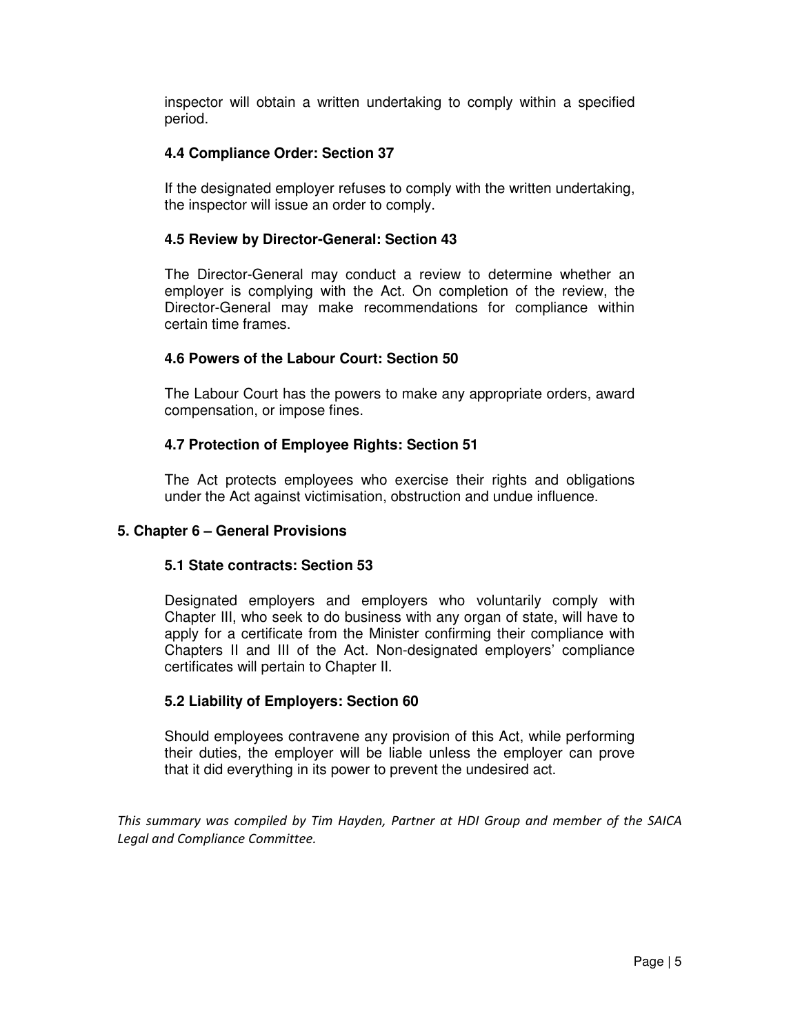inspector will obtain a written undertaking to comply within a specified period.

### 4.4 Compliance Order: Section 37

If the designated employer refuses to comply with the written undertaking, the inspector will issue an order to comply.

### 4.5 Review by Director-General: Section 43

The Director-General may conduct a review to determine whether an employer is complying with the Act. On completion of the review, the Director-General may make recommendations for compliance within certain time frames.

### 4.6 Powers of the Labour Court: Section 50

The Labour Court has the powers to make any appropriate orders, award compensation, or impose fines.

### 4.7 Protection of Employee Rights: Section 51

The Act protects employees who exercise their rights and obligations under the Act against victimisation, obstruction and undue influence.

## 5. Chapter 6 – General Provisions

### 5.1 State contracts: Section 53

Designated employers and employers who voluntarily comply with Chapter III, who seek to do business with any organ of state, will have to apply for a certificate from the Minister confirming their compliance with Chapters II and III of the Act. Non-designated employers' compliance certificates will pertain to Chapter II.

### 5.2 Liability of Employers: Section 60

Should employees contravene any provision of this Act, while performing their duties, the employer will be liable unless the employer can prove that it did everything in its power to prevent the undesired act.

*This summary was compiled by Tim Hayden, Partner at HDI Group and member of the SAICA Legal and Compliance Committee.*